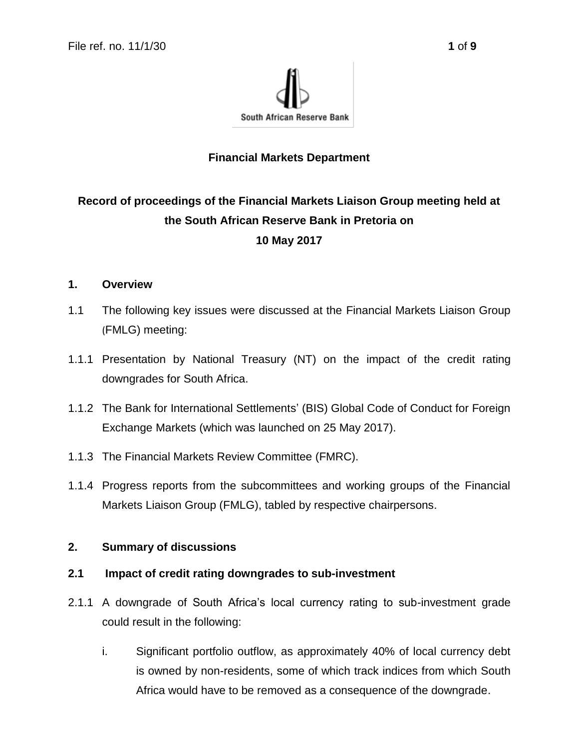**Financial Markets Department**

# Record of proceedings of the Financial Markets Liaison Group meeting held at the South African Reserve Bank in Pretoria on 10 May 2017

## 1. Overview

1.1 The following key issues were discussed at the Financial Markets Liaison Group (FMLG) meeting:

1.1.1 Presentation by National Treasury (NT) on the impact of the credit rating downgrades for South Africa.

1.1.2 The Bank for International Settlements' (BIS) Global Code of Conduct for Foreign Exchange Markets (which was launched on 25 May 2017).

1.1.3 The Financial Markets Review Committee (FMRC).

1.1.4 Progress reports from the subcommittees and working groups of the Financial Markets Liaison Group (FMLG), tabled by respective chairpersons.

## 2. Summary of discussions

### 2.1 Impact of credit rating downgrades to sub-investment

2.1.1 A downgrade of South Africa's local currency rating to sub-investment grade could result in the following:

i. Significant portfolio outflow, as approximately 40% of local currency debt is owned by non-residents, some of which track indices from which South Africa would have to be removed as a consequence of the downgrade.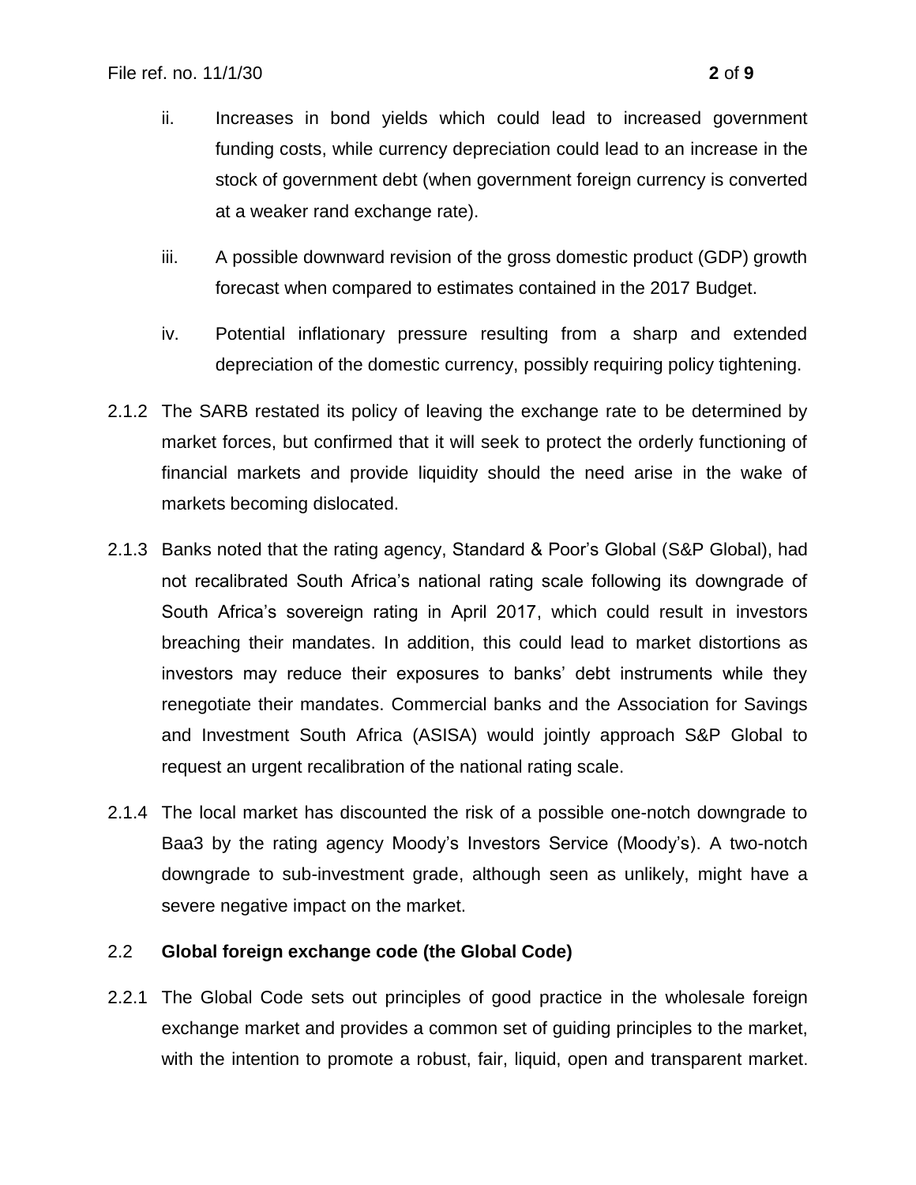ii. Increases in bond yields which could lead to increased government funding costs, while currency depreciation could lead to an increase in the stock of government debt (when government foreign currency is converted at a weaker rand exchange rate).

iii. A possible downward revision of the gross domestic product (GDP) growth forecast when compared to estimates contained in the 2017 Budget.

iv. Potential inflationary pressure resulting from a sharp and extended depreciation of the domestic currency, possibly requiring policy tightening.

2.1.2 The SARB restated its policy of leaving the exchange rate to be determined by market forces, but confirmed that it will seek to protect the orderly functioning of financial markets and provide liquidity should the need arise in the wake of markets becoming dislocated.

2.1.3 Banks noted that the rating agency, Standard & Poor's Global (S&P Global), had not recalibrated South Africa's national rating scale following its downgrade of South Africa's sovereign rating in April 2017, which could result in investors breaching their mandates. In addition, this could lead to market distortions as investors may reduce their exposures to banks' debt instruments while they renegotiate their mandates. Commercial banks and the Association for Savings and Investment South Africa (ASISA) would jointly approach S&P Global to request an urgent recalibration of the national rating scale.

2.1.4 The local market has discounted the risk of a possible one-notch downgrade to Baa3 by the rating agency Moody's Investors Service (Moody's). A two-notch downgrade to sub-investment grade, although seen as unlikely, might have a severe negative impact on the market.

### 2.2 Global foreign exchange code (the Global Code)

2.2.1 The Global Code sets out principles of good practice in the wholesale foreign exchange market and provides a common set of guiding principles to the market, with the intention to promote a robust, fair, liquid, open and transparent market.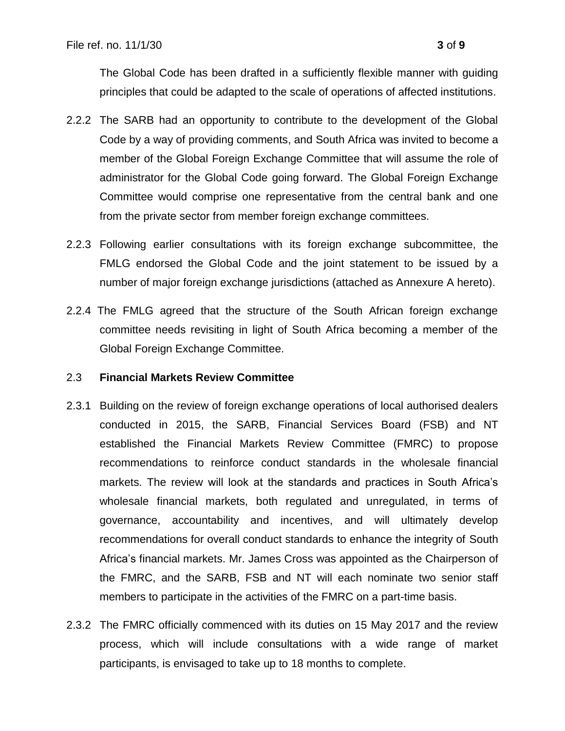The Global Code has been drafted in a sufficiently flexible manner with guiding principles that could be adapted to the scale of operations of affected institutions.

2.2.2 The SARB had an opportunity to contribute to the development of the Global Code by a way of providing comments, and South Africa was invited to become a member of the Global Foreign Exchange Committee that will assume the role of administrator for the Global Code going forward. The Global Foreign Exchange Committee would comprise one representative from the central bank and one from the private sector from member foreign exchange committees.

2.2.3 Following earlier consultations with its foreign exchange subcommittee, the FMLG endorsed the Global Code and the joint statement to be issued by a number of major foreign exchange jurisdictions (attached as Annexure A hereto).

2.2.4 The FMLG agreed that the structure of the South African foreign exchange committee needs revisiting in light of South Africa becoming a member of the Global Foreign Exchange Committee.

2.3 **Financial Markets Review Committee**

2.3.1 Building on the review of foreign exchange operations of local authorised dealers conducted in 2015, the SARB, Financial Services Board (FSB) and NT established the Financial Markets Review Committee (FMRC) to propose recommendations to reinforce conduct standards in the wholesale financial markets. The review will look at the standards and practices in South Africa's wholesale financial markets, both regulated and unregulated, in terms of governance, accountability and incentives, and will ultimately develop recommendations for overall conduct standards to enhance the integrity of South Africa's financial markets. Mr. James Cross was appointed as the Chairperson of the FMRC, and the SARB, FSB and NT will each nominate two senior staff members to participate in the activities of the FMRC on a part-time basis.

2.3.2 The FMRC officially commenced with its duties on 15 May 2017 and the review process, which will include consultations with a wide range of market participants, is envisaged to take up to 18 months to complete.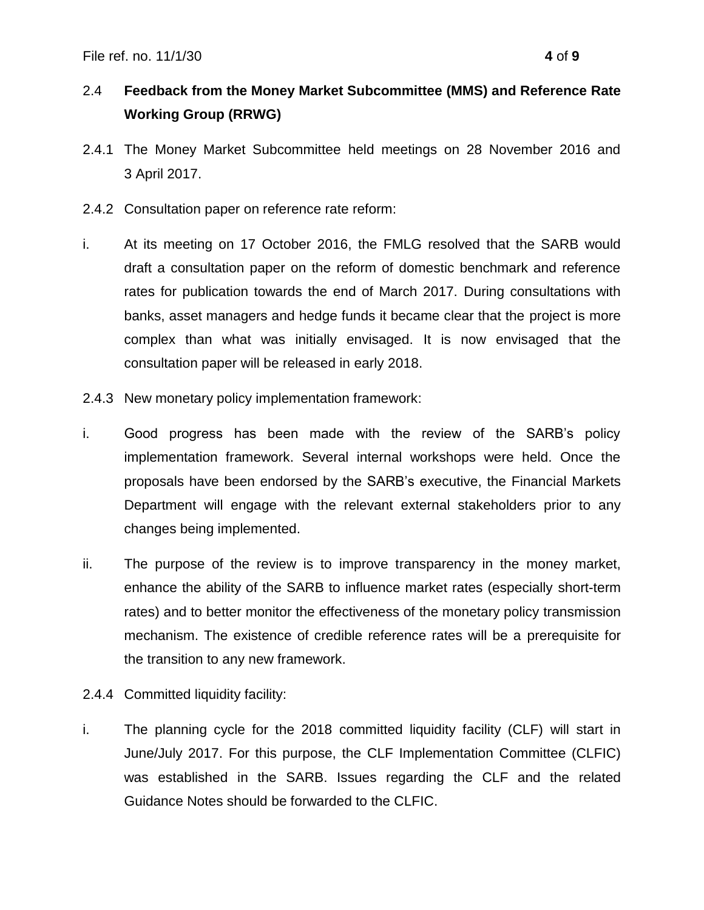## 2.4 Feedback from the Money Market Subcommittee (MMS) and Reference Rate Working Group (RRWG)

2.4.1 The Money Market Subcommittee held meetings on 28 November 2016 and 3 April 2017.

2.4.2 Consultation paper on reference rate reform:

i. At its meeting on 17 October 2016, the FMLG resolved that the SARB would draft a consultation paper on the reform of domestic benchmark and reference rates for publication towards the end of March 2017. During consultations with banks, asset managers and hedge funds it became clear that the project is more complex than what was initially envisaged. It is now envisaged that the consultation paper will be released in early 2018.

2.4.3 New monetary policy implementation framework:

i. Good progress has been made with the review of the SARB's policy implementation framework. Several internal workshops were held. Once the proposals have been endorsed by the SARB's executive, the Financial Markets Department will engage with the relevant external stakeholders prior to any changes being implemented.

ii. The purpose of the review is to improve transparency in the money market, enhance the ability of the SARB to influence market rates (especially short-term rates) and to better monitor the effectiveness of the monetary policy transmission mechanism. The existence of credible reference rates will be a prerequisite for the transition to any new framework.

2.4.4 Committed liquidity facility:

i. The planning cycle for the 2018 committed liquidity facility (CLF) will start in June/July 2017. For this purpose, the CLF Implementation Committee (CLFIC) was established in the SARB. Issues regarding the CLF and the related Guidance Notes should be forwarded to the CLFIC.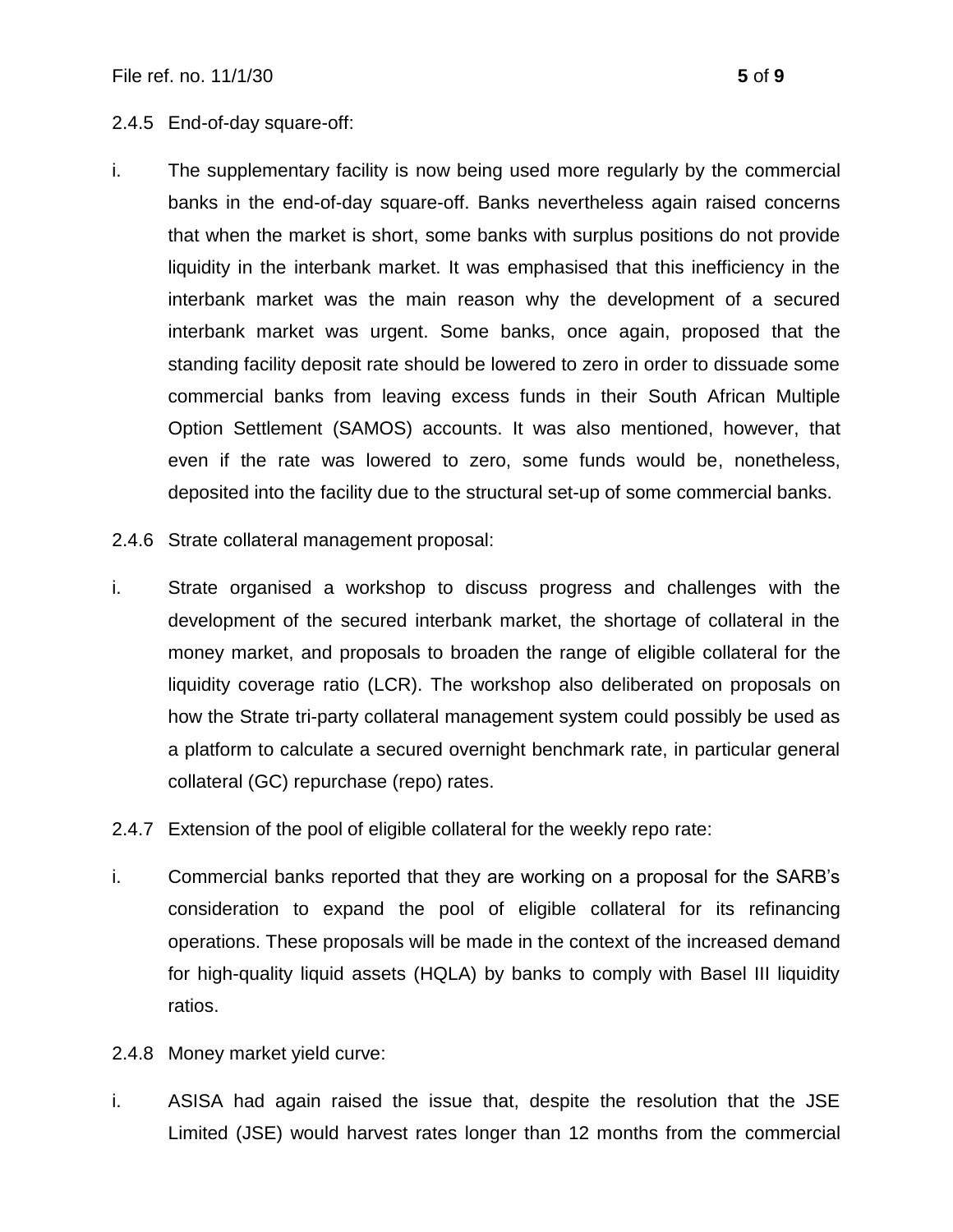2.4.5 End-of-day square-off:

i. The supplementary facility is now being used more regularly by the commercial banks in the end-of-day square-off. Banks nevertheless again raised concerns that when the market is short, some banks with surplus positions do not provide liquidity in the interbank market. It was emphasised that this inefficiency in the interbank market was the main reason why the development of a secured interbank market was urgent. Some banks, once again, proposed that the standing facility deposit rate should be lowered to zero in order to dissuade some commercial banks from leaving excess funds in their South African Multiple Option Settlement (SAMOS) accounts. It was also mentioned, however, that even if the rate was lowered to zero, some funds would be, nonetheless, deposited into the facility due to the structural set-up of some commercial banks.

2.4.6 Strate collateral management proposal:

i. Strate organised a workshop to discuss progress and challenges with the development of the secured interbank market, the shortage of collateral in the money market, and proposals to broaden the range of eligible collateral for the liquidity coverage ratio (LCR). The workshop also deliberated on proposals on how the Strate tri-party collateral management system could possibly be used as a platform to calculate a secured overnight benchmark rate, in particular general collateral (GC) repurchase (repo) rates.

2.4.7 Extension of the pool of eligible collateral for the weekly repo rate:

i. Commercial banks reported that they are working on a proposal for the SARB's consideration to expand the pool of eligible collateral for its refinancing operations. These proposals will be made in the context of the increased demand for high-quality liquid assets (HQLA) by banks to comply with Basel III liquidity ratios.

2.4.8 Money market yield curve:

i. ASISA had again raised the issue that, despite the resolution that the JSE Limited (JSE) would harvest rates longer than 12 months from the commercial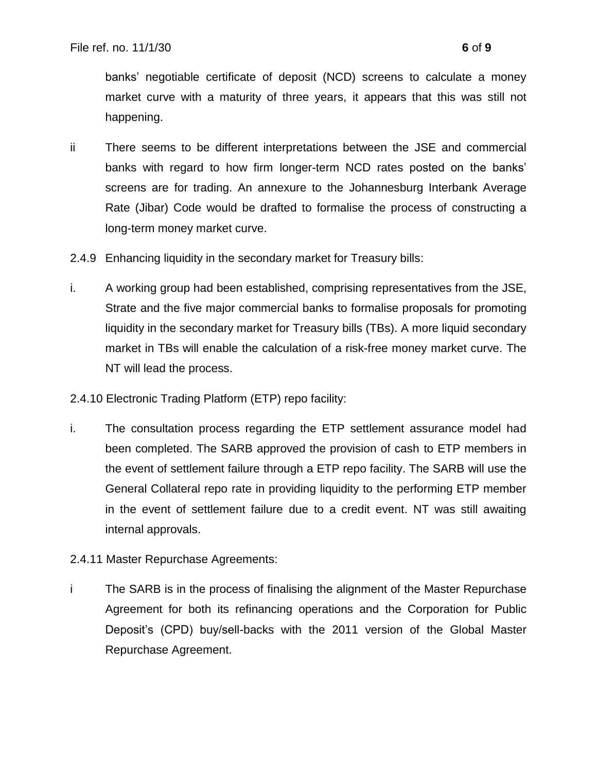banks' negotiable certificate of deposit (NCD) screens to calculate a money market curve with a maturity of three years, it appears that this was still not happening.

ii There seems to be different interpretations between the JSE and commercial banks with regard to how firm longer-term NCD rates posted on the banks' screens are for trading. An annexure to the Johannesburg Interbank Average Rate (Jibar) Code would be drafted to formalise the process of constructing a long-term money market curve.

2.4.9 Enhancing liquidity in the secondary market for Treasury bills:

i. A working group had been established, comprising representatives from the JSE, Strate and the five major commercial banks to formalise proposals for promoting liquidity in the secondary market for Treasury bills (TBs). A more liquid secondary market in TBs will enable the calculation of a risk-free money market curve. The NT will lead the process.

2.4.10 Electronic Trading Platform (ETP) repo facility:

i. The consultation process regarding the ETP settlement assurance model had been completed. The SARB approved the provision of cash to ETP members in the event of settlement failure through a ETP repo facility. The SARB will use the General Collateral repo rate in providing liquidity to the performing ETP member in the event of settlement failure due to a credit event. NT was still awaiting internal approvals.

2.4.11 Master Repurchase Agreements:

i The SARB is in the process of finalising the alignment of the Master Repurchase Agreement for both its refinancing operations and the Corporation for Public Deposit's (CPD) buy/sell-backs with the 2011 version of the Global Master Repurchase Agreement.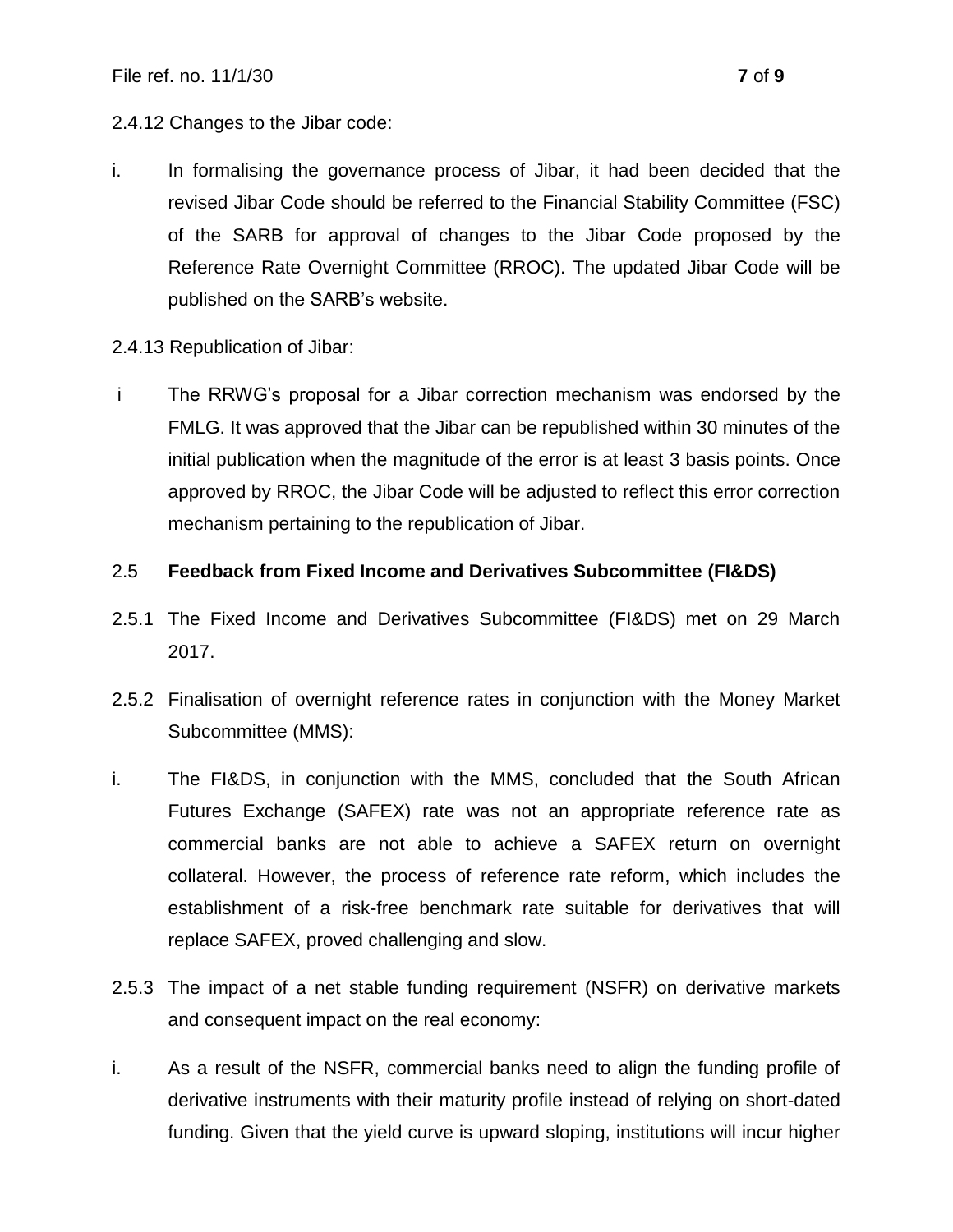2.4.12 Changes to the Jibar code:

i. In formalising the governance process of Jibar, it had been decided that the revised Jibar Code should be referred to the Financial Stability Committee (FSC) of the SARB for approval of changes to the Jibar Code proposed by the Reference Rate Overnight Committee (RROC). The updated Jibar Code will be published on the SARB's website.

2.4.13 Republication of Jibar:

i The RRWG's proposal for a Jibar correction mechanism was endorsed by the FMLG. It was approved that the Jibar can be republished within 30 minutes of the initial publication when the magnitude of the error is at least 3 basis points. Once approved by RROC, the Jibar Code will be adjusted to reflect this error correction mechanism pertaining to the republication of Jibar.

2.5 **Feedback from Fixed Income and Derivatives Subcommittee (FI&DS)**

2.5.1 The Fixed Income and Derivatives Subcommittee (FI&DS) met on 29 March 2017.

2.5.2 Finalisation of overnight reference rates in conjunction with the Money Market Subcommittee (MMS):

i. The FI&DS, in conjunction with the MMS, concluded that the South African Futures Exchange (SAFEX) rate was not an appropriate reference rate as commercial banks are not able to achieve a SAFEX return on overnight collateral. However, the process of reference rate reform, which includes the establishment of a risk-free benchmark rate suitable for derivatives that will replace SAFEX, proved challenging and slow.

2.5.3 The impact of a net stable funding requirement (NSFR) on derivative markets and consequent impact on the real economy:

i. As a result of the NSFR, commercial banks need to align the funding profile of derivative instruments with their maturity profile instead of relying on short-dated funding. Given that the yield curve is upward sloping, institutions will incur higher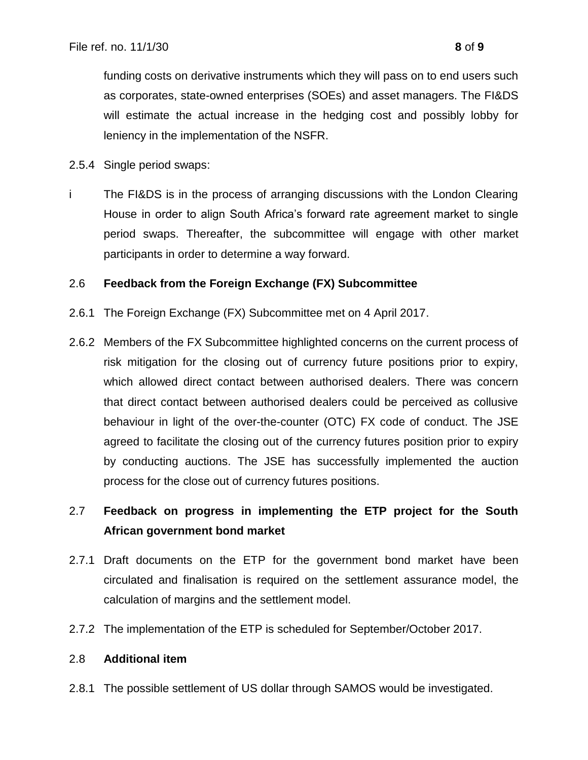funding costs on derivative instruments which they will pass on to end users such as corporates, state-owned enterprises (SOEs) and asset managers. The FI&DS will estimate the actual increase in the hedging cost and possibly lobby for leniency in the implementation of the NSFR.

2.5.4 Single period swaps:

i The FI&DS is in the process of arranging discussions with the London Clearing House in order to align South Africa's forward rate agreement market to single period swaps. Thereafter, the subcommittee will engage with other market participants in order to determine a way forward.

## 2.6 Feedback from the Foreign Exchange (FX) Subcommittee

2.6.1 The Foreign Exchange (FX) Subcommittee met on 4 April 2017.

2.6.2 Members of the FX Subcommittee highlighted concerns on the current process of risk mitigation for the closing out of currency future positions prior to expiry, which allowed direct contact between authorised dealers. There was concern that direct contact between authorised dealers could be perceived as collusive behaviour in light of the over-the-counter (OTC) FX code of conduct. The JSE agreed to facilitate the closing out of the currency futures position prior to expiry by conducting auctions. The JSE has successfully implemented the auction process for the close out of currency futures positions.

## 2.7 Feedback on progress in implementing the ETP project for the South African government bond market

2.7.1 Draft documents on the ETP for the government bond market have been circulated and finalisation is required on the settlement assurance model, the calculation of margins and the settlement model.

2.7.2 The implementation of the ETP is scheduled for September/October 2017.

## 2.8 Additional item

2.8.1 The possible settlement of US dollar through SAMOS would be investigated.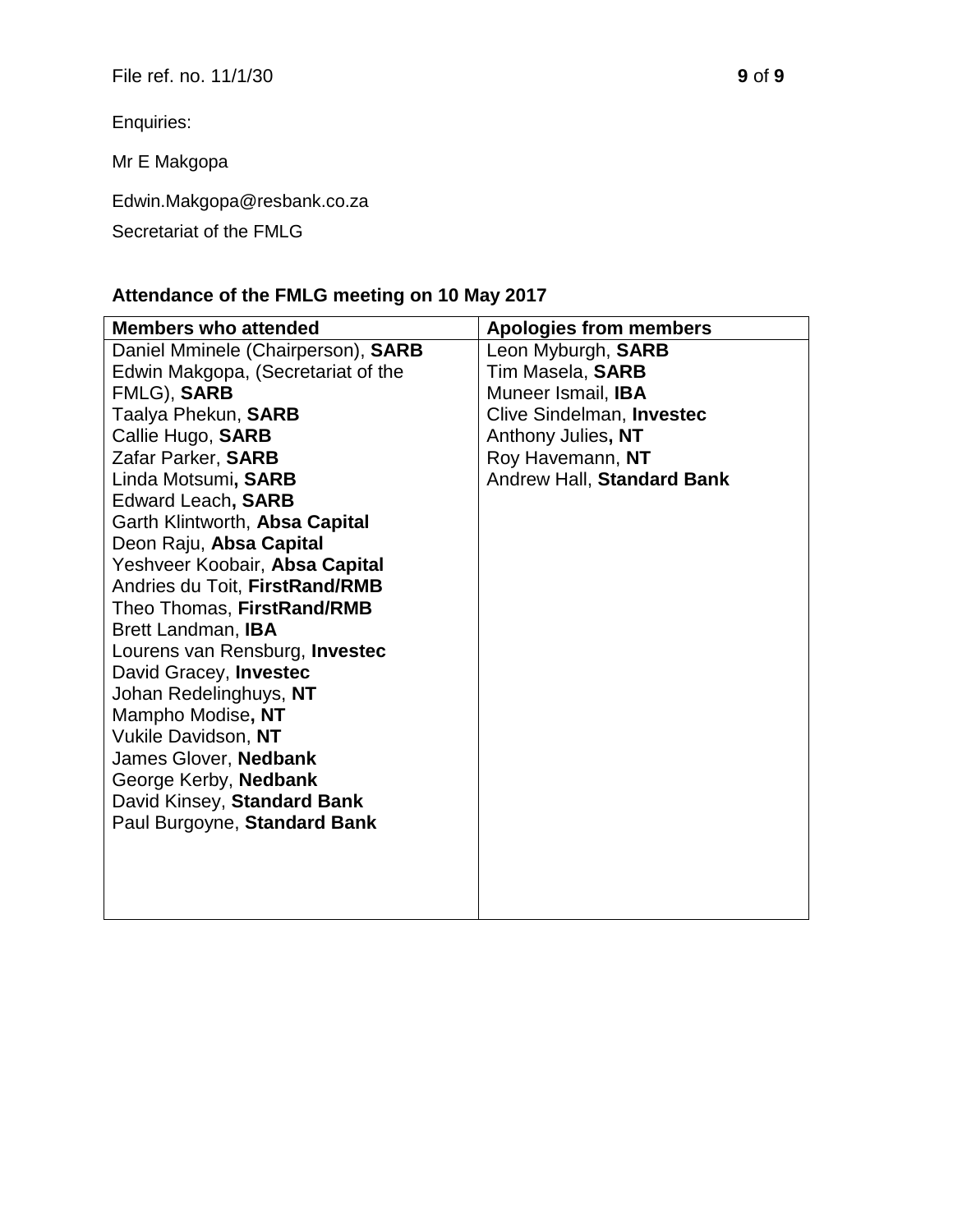File ref. no. 11/1/30

Enquiries:

Mr E Makgopa

Edwin.Makgopa@resbank.co.za

Secretariat of the FMLG

### Attendance of the FMLG meeting on 10 May 2017

| Members who attended | Apologies from members |
|---|---|
| Daniel Mminele (Chairperson), **SARB** | Leon Myburgh, **SARB** |
| Edwin Makgopa, (Secretariat of the FMLG), **SARB** | Tim Masela, **SARB** |
| Taalya Phekun, **SARB** | Muneer Ismail, **IBA** |
| Callie Hugo, **SARB** | Clive Sindelman, **Investec** |
| Zafar Parker, **SARB** | Anthony Julies**, NT** |
| Linda Motsumi**, SARB** | Roy Havemann, **NT** |
| Edward Leach**, SARB** | Andrew Hall, **Standard Bank** |
| Garth Klintworth, **Absa Capital** | |
| Deon Raju, **Absa Capital** | |
| Yeshveer Koobair, **Absa Capital** | |
| Andries du Toit, **FirstRand/RMB** | |
| Theo Thomas, **FirstRand/RMB** | |
| Brett Landman, **IBA** | |
| Lourens van Rensburg, **Investec** | |
| David Gracey, **Investec** | |
| Johan Redelinghuys, **NT** | |
| Mampho Modise**, NT** | |
| Vukile Davidson, **NT** | |
| James Glover, **Nedbank** | |
| George Kerby, **Nedbank** | |
| David Kinsey, **Standard Bank** | |
| Paul Burgoyne, **Standard Bank** | |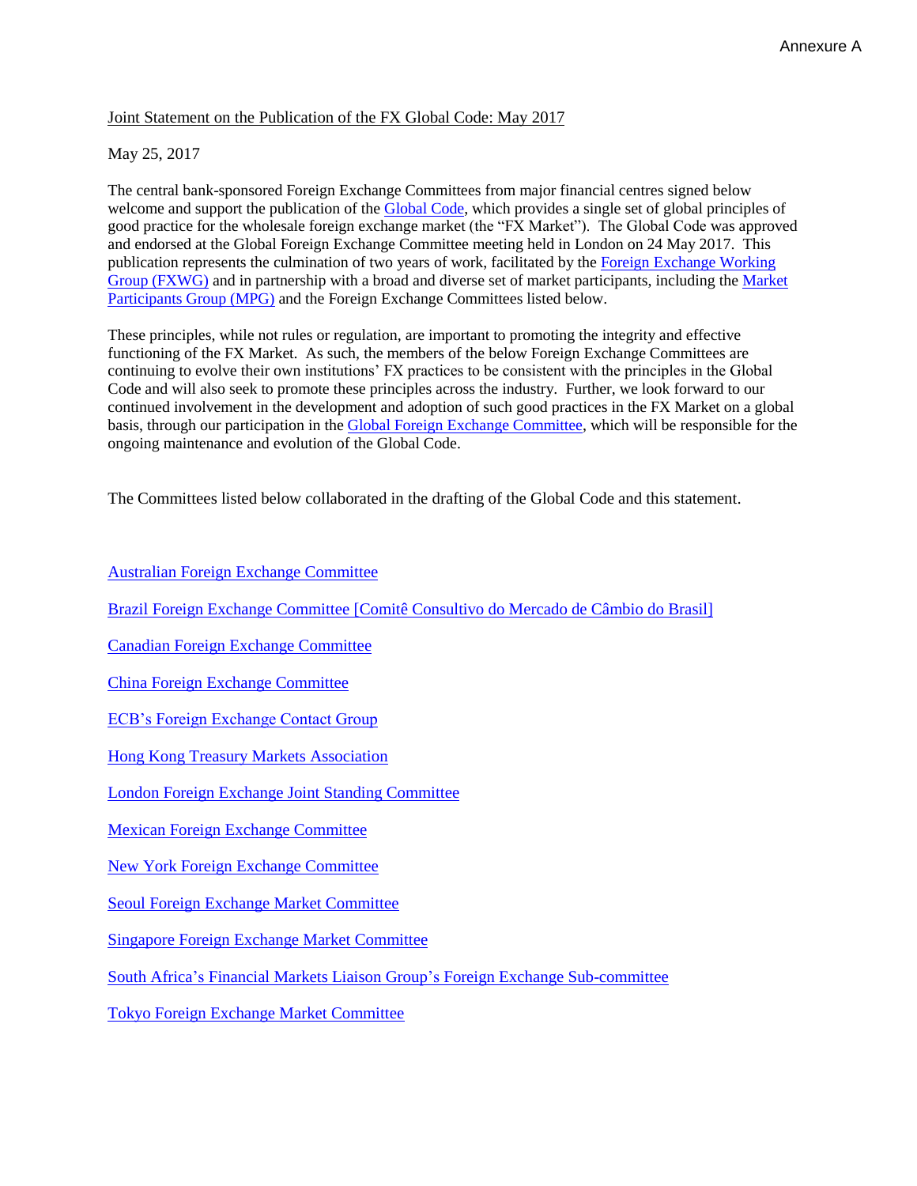Annexure A

Joint Statement on the Publication of the FX Global Code: May 2017

May 25, 2017

The central bank-sponsored Foreign Exchange Committees from major financial centres signed below welcome and support the publication of the Global Code, which provides a single set of global principles of good practice for the wholesale foreign exchange market (the "FX Market"). The Global Code was approved and endorsed at the Global Foreign Exchange Committee meeting held in London on 24 May 2017. This publication represents the culmination of two years of work, facilitated by the Foreign Exchange Working Group (FXWG) and in partnership with a broad and diverse set of market participants, including the Market Participants Group (MPG) and the Foreign Exchange Committees listed below.

These principles, while not rules or regulation, are important to promoting the integrity and effective functioning of the FX Market. As such, the members of the below Foreign Exchange Committees are continuing to evolve their own institutions' FX practices to be consistent with the principles in the Global Code and will also seek to promote these principles across the industry. Further, we look forward to our continued involvement in the development and adoption of such good practices in the FX Market on a global basis, through our participation in the Global Foreign Exchange Committee, which will be responsible for the ongoing maintenance and evolution of the Global Code.

The Committees listed below collaborated in the drafting of the Global Code and this statement.

Australian Foreign Exchange Committee

Brazil Foreign Exchange Committee [Comitê Consultivo do Mercado de Câmbio do Brasil]

Canadian Foreign Exchange Committee

China Foreign Exchange Committee

ECB's Foreign Exchange Contact Group

Hong Kong Treasury Markets Association

London Foreign Exchange Joint Standing Committee

Mexican Foreign Exchange Committee

New York Foreign Exchange Committee

Seoul Foreign Exchange Market Committee

Singapore Foreign Exchange Market Committee

South Africa's Financial Markets Liaison Group's Foreign Exchange Sub-committee

Tokyo Foreign Exchange Market Committee